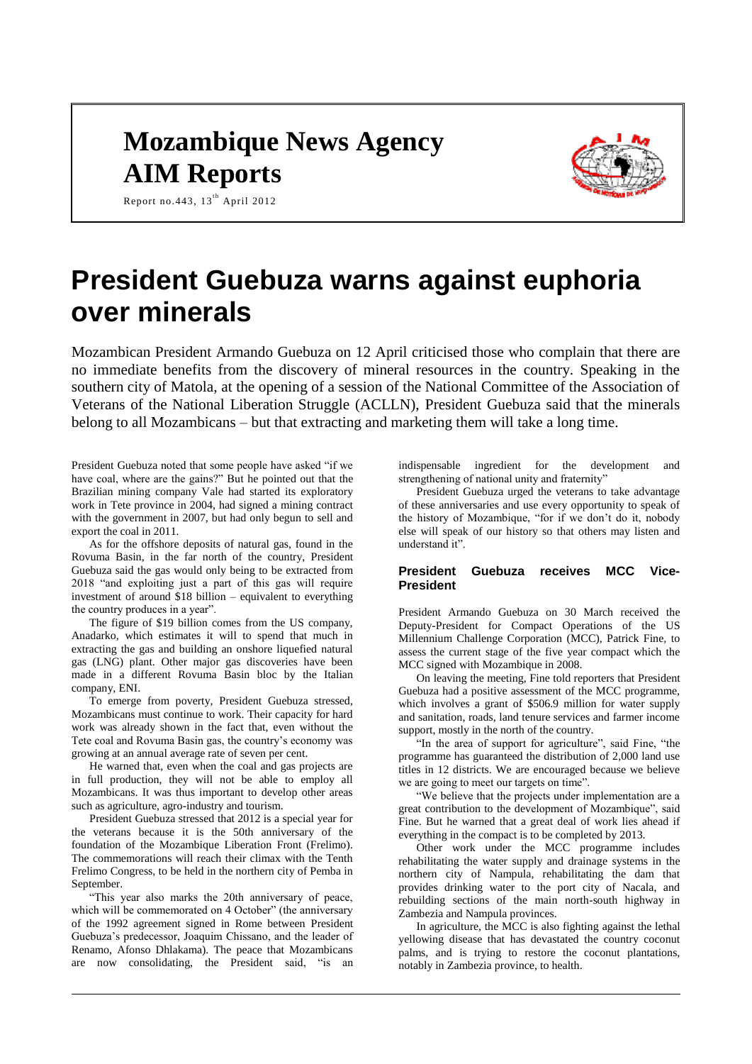# Mozambique News Agency
# AIM Reports

Report no.443, 13th April 2012

# President Guebuza warns against euphoria over minerals

Mozambican President Armando Guebuza on 12 April criticised those who complain that there are no immediate benefits from the discovery of mineral resources in the country. Speaking in the southern city of Matola, at the opening of a session of the National Committee of the Association of Veterans of the National Liberation Struggle (ACLLN), President Guebuza said that the minerals belong to all Mozambicans – but that extracting and marketing them will take a long time.

President Guebuza noted that some people have asked "if we have coal, where are the gains?" But he pointed out that the Brazilian mining company Vale had started its exploratory work in Tete province in 2004, had signed a mining contract with the government in 2007, but had only begun to sell and export the coal in 2011.

As for the offshore deposits of natural gas, found in the Rovuma Basin, in the far north of the country, President Guebuza said the gas would only being to be extracted from 2018 "and exploiting just a part of this gas will require investment of around $18 billion – equivalent to everything the country produces in a year".

The figure of $19 billion comes from the US company, Anadarko, which estimates it will to spend that much in extracting the gas and building an onshore liquefied natural gas (LNG) plant. Other major gas discoveries have been made in a different Rovuma Basin bloc by the Italian company, ENI.

To emerge from poverty, President Guebuza stressed, Mozambicans must continue to work. Their capacity for hard work was already shown in the fact that, even without the Tete coal and Rovuma Basin gas, the country's economy was growing at an annual average rate of seven per cent.

He warned that, even when the coal and gas projects are in full production, they will not be able to employ all Mozambicans. It was thus important to develop other areas such as agriculture, agro-industry and tourism.

President Guebuza stressed that 2012 is a special year for the veterans because it is the 50th anniversary of the foundation of the Mozambique Liberation Front (Frelimo). The commemorations will reach their climax with the Tenth Frelimo Congress, to be held in the northern city of Pemba in September.

"This year also marks the 20th anniversary of peace, which will be commemorated on 4 October" (the anniversary of the 1992 agreement signed in Rome between President Guebuza's predecessor, Joaquim Chissano, and the leader of Renamo, Afonso Dhlakama). The peace that Mozambicans are now consolidating, the President said, "is an indispensable ingredient for the development and strengthening of national unity and fraternity"

President Guebuza urged the veterans to take advantage of these anniversaries and use every opportunity to speak of the history of Mozambique, "for if we don't do it, nobody else will speak of our history so that others may listen and understand it".

### President Guebuza receives MCC Vice-President

President Armando Guebuza on 30 March received the Deputy-President for Compact Operations of the US Millennium Challenge Corporation (MCC), Patrick Fine, to assess the current stage of the five year compact which the MCC signed with Mozambique in 2008.

On leaving the meeting, Fine told reporters that President Guebuza had a positive assessment of the MCC programme, which involves a grant of $506.9 million for water supply and sanitation, roads, land tenure services and farmer income support, mostly in the north of the country.

"In the area of support for agriculture", said Fine, "the programme has guaranteed the distribution of 2,000 land use titles in 12 districts. We are encouraged because we believe we are going to meet our targets on time".

"We believe that the projects under implementation are a great contribution to the development of Mozambique", said Fine. But he warned that a great deal of work lies ahead if everything in the compact is to be completed by 2013.

Other work under the MCC programme includes rehabilitating the water supply and drainage systems in the northern city of Nampula, rehabilitating the dam that provides drinking water to the port city of Nacala, and rebuilding sections of the main north-south highway in Zambezia and Nampula provinces.

In agriculture, the MCC is also fighting against the lethal yellowing disease that has devastated the country coconut palms, and is trying to restore the coconut plantations, notably in Zambezia province, to health.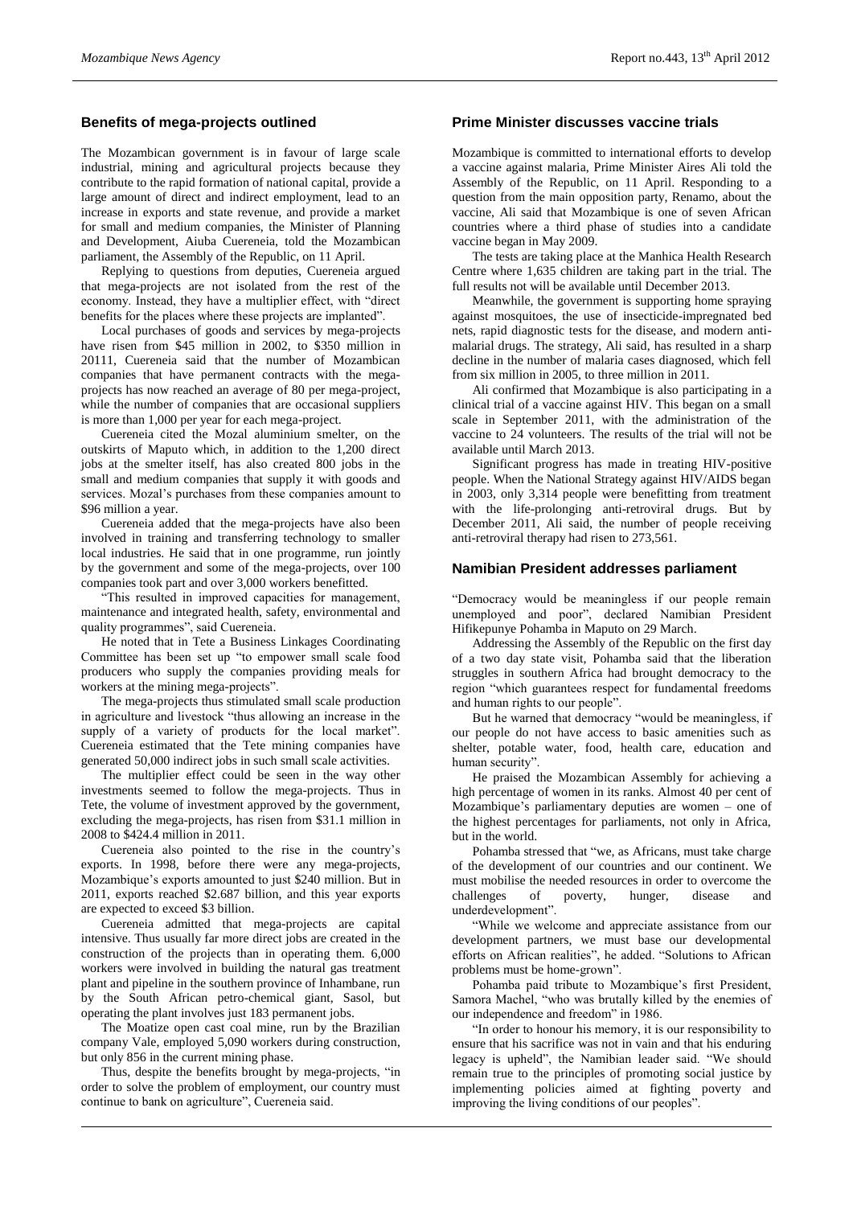## Benefits of mega-projects outlined

The Mozambican government is in favour of large scale industrial, mining and agricultural projects because they contribute to the rapid formation of national capital, provide a large amount of direct and indirect employment, lead to an increase in exports and state revenue, and provide a market for small and medium companies, the Minister of Planning and Development, Aiuba Cuereneia, told the Mozambican parliament, the Assembly of the Republic, on 11 April.

Replying to questions from deputies, Cuereneia argued that mega-projects are not isolated from the rest of the economy. Instead, they have a multiplier effect, with "direct benefits for the places where these projects are implanted".

Local purchases of goods and services by mega-projects have risen from \$45 million in 2002, to \$350 million in 20111, Cuereneia said that the number of Mozambican companies that have permanent contracts with the mega-projects has now reached an average of 80 per mega-project, while the number of companies that are occasional suppliers is more than 1,000 per year for each mega-project.

Cuereneia cited the Mozal aluminium smelter, on the outskirts of Maputo which, in addition to the 1,200 direct jobs at the smelter itself, has also created 800 jobs in the small and medium companies that supply it with goods and services. Mozal's purchases from these companies amount to \$96 million a year.

Cuereneia added that the mega-projects have also been involved in training and transferring technology to smaller local industries. He said that in one programme, run jointly by the government and some of the mega-projects, over 100 companies took part and over 3,000 workers benefitted.

"This resulted in improved capacities for management, maintenance and integrated health, safety, environmental and quality programmes", said Cuereneia.

He noted that in Tete a Business Linkages Coordinating Committee has been set up "to empower small scale food producers who supply the companies providing meals for workers at the mining mega-projects".

The mega-projects thus stimulated small scale production in agriculture and livestock "thus allowing an increase in the supply of a variety of products for the local market". Cuereneia estimated that the Tete mining companies have generated 50,000 indirect jobs in such small scale activities.

The multiplier effect could be seen in the way other investments seemed to follow the mega-projects. Thus in Tete, the volume of investment approved by the government, excluding the mega-projects, has risen from \$31.1 million in 2008 to \$424.4 million in 2011.

Cuereneia also pointed to the rise in the country's exports. In 1998, before there were any mega-projects, Mozambique's exports amounted to just \$240 million. But in 2011, exports reached \$2.687 billion, and this year exports are expected to exceed \$3 billion.

Cuereneia admitted that mega-projects are capital intensive. Thus usually far more direct jobs are created in the construction of the projects than in operating them. 6,000 workers were involved in building the natural gas treatment plant and pipeline in the southern province of Inhambane, run by the South African petro-chemical giant, Sasol, but operating the plant involves just 183 permanent jobs.

The Moatize open cast coal mine, run by the Brazilian company Vale, employed 5,090 workers during construction, but only 856 in the current mining phase.

Thus, despite the benefits brought by mega-projects, "in order to solve the problem of employment, our country must continue to bank on agriculture", Cuereneia said.

## Prime Minister discusses vaccine trials

Mozambique is committed to international efforts to develop a vaccine against malaria, Prime Minister Aires Ali told the Assembly of the Republic, on 11 April. Responding to a question from the main opposition party, Renamo, about the vaccine, Ali said that Mozambique is one of seven African countries where a third phase of studies into a candidate vaccine began in May 2009.

The tests are taking place at the Manhica Health Research Centre where 1,635 children are taking part in the trial. The full results not will be available until December 2013.

Meanwhile, the government is supporting home spraying against mosquitoes, the use of insecticide-impregnated bed nets, rapid diagnostic tests for the disease, and modern anti-malarial drugs. The strategy, Ali said, has resulted in a sharp decline in the number of malaria cases diagnosed, which fell from six million in 2005, to three million in 2011.

Ali confirmed that Mozambique is also participating in a clinical trial of a vaccine against HIV. This began on a small scale in September 2011, with the administration of the vaccine to 24 volunteers. The results of the trial will not be available until March 2013.

Significant progress has made in treating HIV-positive people. When the National Strategy against HIV/AIDS began in 2003, only 3,314 people were benefitting from treatment with the life-prolonging anti-retroviral drugs. But by December 2011, Ali said, the number of people receiving anti-retroviral therapy had risen to 273,561.

## Namibian President addresses parliament

"Democracy would be meaningless if our people remain unemployed and poor", declared Namibian President Hifikepunye Pohamba in Maputo on 29 March.

Addressing the Assembly of the Republic on the first day of a two day state visit, Pohamba said that the liberation struggles in southern Africa had brought democracy to the region "which guarantees respect for fundamental freedoms and human rights to our people".

But he warned that democracy "would be meaningless, if our people do not have access to basic amenities such as shelter, potable water, food, health care, education and human security".

He praised the Mozambican Assembly for achieving a high percentage of women in its ranks. Almost 40 per cent of Mozambique's parliamentary deputies are women – one of the highest percentages for parliaments, not only in Africa, but in the world.

Pohamba stressed that "we, as Africans, must take charge of the development of our countries and our continent. We must mobilise the needed resources in order to overcome the challenges of poverty, hunger, disease and underdevelopment".

"While we welcome and appreciate assistance from our development partners, we must base our developmental efforts on African realities", he added. "Solutions to African problems must be home-grown".

Pohamba paid tribute to Mozambique's first President, Samora Machel, "who was brutally killed by the enemies of our independence and freedom" in 1986.

"In order to honour his memory, it is our responsibility to ensure that his sacrifice was not in vain and that his enduring legacy is upheld", the Namibian leader said. "We should remain true to the principles of promoting social justice by implementing policies aimed at fighting poverty and improving the living conditions of our peoples".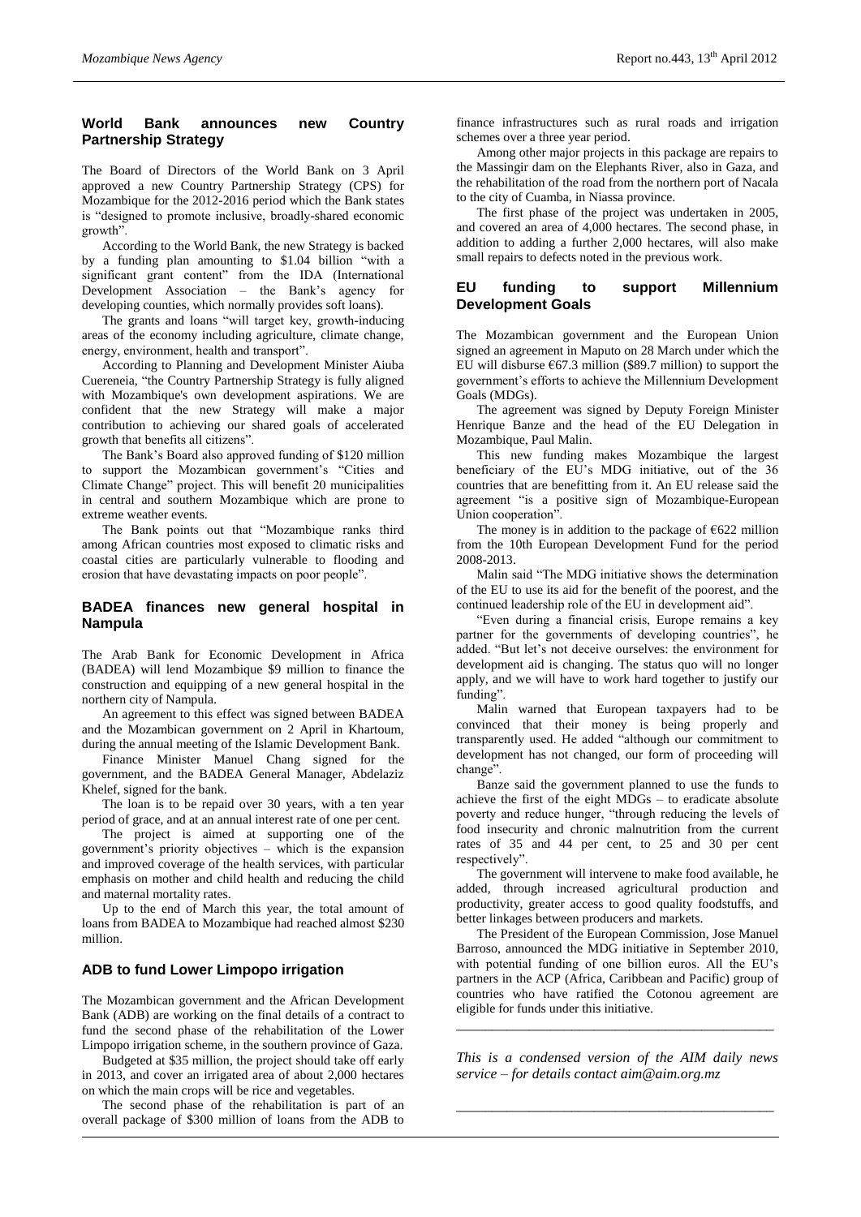## World Bank announces new Country Partnership Strategy

The Board of Directors of the World Bank on 3 April approved a new Country Partnership Strategy (CPS) for Mozambique for the 2012-2016 period which the Bank states is "designed to promote inclusive, broadly-shared economic growth".

According to the World Bank, the new Strategy is backed by a funding plan amounting to $1.04 billion "with a significant grant content" from the IDA (International Development Association – the Bank's agency for developing counties, which normally provides soft loans).

The grants and loans "will target key, growth-inducing areas of the economy including agriculture, climate change, energy, environment, health and transport".

According to Planning and Development Minister Aiuba Cuereneia, "the Country Partnership Strategy is fully aligned with Mozambique's own development aspirations. We are confident that the new Strategy will make a major contribution to achieving our shared goals of accelerated growth that benefits all citizens".

The Bank's Board also approved funding of $120 million to support the Mozambican government's "Cities and Climate Change" project. This will benefit 20 municipalities in central and southern Mozambique which are prone to extreme weather events.

The Bank points out that "Mozambique ranks third among African countries most exposed to climatic risks and coastal cities are particularly vulnerable to flooding and erosion that have devastating impacts on poor people".

## BADEA finances new general hospital in Nampula

The Arab Bank for Economic Development in Africa (BADEA) will lend Mozambique $9 million to finance the construction and equipping of a new general hospital in the northern city of Nampula.

An agreement to this effect was signed between BADEA and the Mozambican government on 2 April in Khartoum, during the annual meeting of the Islamic Development Bank.

Finance Minister Manuel Chang signed for the government, and the BADEA General Manager, Abdelaziz Khelef, signed for the bank.

The loan is to be repaid over 30 years, with a ten year period of grace, and at an annual interest rate of one per cent.

The project is aimed at supporting one of the government's priority objectives – which is the expansion and improved coverage of the health services, with particular emphasis on mother and child health and reducing the child and maternal mortality rates.

Up to the end of March this year, the total amount of loans from BADEA to Mozambique had reached almost $230 million.

## ADB to fund Lower Limpopo irrigation

The Mozambican government and the African Development Bank (ADB) are working on the final details of a contract to fund the second phase of the rehabilitation of the Lower Limpopo irrigation scheme, in the southern province of Gaza.

Budgeted at $35 million, the project should take off early in 2013, and cover an irrigated area of about 2,000 hectares on which the main crops will be rice and vegetables.

The second phase of the rehabilitation is part of an overall package of $300 million of loans from the ADB to finance infrastructures such as rural roads and irrigation schemes over a three year period.

Among other major projects in this package are repairs to the Massingir dam on the Elephants River, also in Gaza, and the rehabilitation of the road from the northern port of Nacala to the city of Cuamba, in Niassa province.

The first phase of the project was undertaken in 2005, and covered an area of 4,000 hectares. The second phase, in addition to adding a further 2,000 hectares, will also make small repairs to defects noted in the previous work.

## EU funding to support Millennium Development Goals

The Mozambican government and the European Union signed an agreement in Maputo on 28 March under which the EU will disburse €67.3 million ($89.7 million) to support the government's efforts to achieve the Millennium Development Goals (MDGs).

The agreement was signed by Deputy Foreign Minister Henrique Banze and the head of the EU Delegation in Mozambique, Paul Malin.

This new funding makes Mozambique the largest beneficiary of the EU's MDG initiative, out of the 36 countries that are benefitting from it. An EU release said the agreement "is a positive sign of Mozambique-European Union cooperation".

The money is in addition to the package of €622 million from the 10th European Development Fund for the period 2008-2013.

Malin said "The MDG initiative shows the determination of the EU to use its aid for the benefit of the poorest, and the continued leadership role of the EU in development aid".

"Even during a financial crisis, Europe remains a key partner for the governments of developing countries", he added. "But let's not deceive ourselves: the environment for development aid is changing. The status quo will no longer apply, and we will have to work hard together to justify our funding".

Malin warned that European taxpayers had to be convinced that their money is being properly and transparently used. He added "although our commitment to development has not changed, our form of proceeding will change".

Banze said the government planned to use the funds to achieve the first of the eight MDGs – to eradicate absolute poverty and reduce hunger, "through reducing the levels of food insecurity and chronic malnutrition from the current rates of 35 and 44 per cent, to 25 and 30 per cent respectively".

The government will intervene to make food available, he added, through increased agricultural production and productivity, greater access to good quality foodstuffs, and better linkages between producers and markets.

The President of the European Commission, Jose Manuel Barroso, announced the MDG initiative in September 2010, with potential funding of one billion euros. All the EU's partners in the ACP (Africa, Caribbean and Pacific) group of countries who have ratified the Cotonou agreement are eligible for funds under this initiative.

---

*This is a condensed version of the AIM daily news service – for details contact aim@aim.org.mz*

---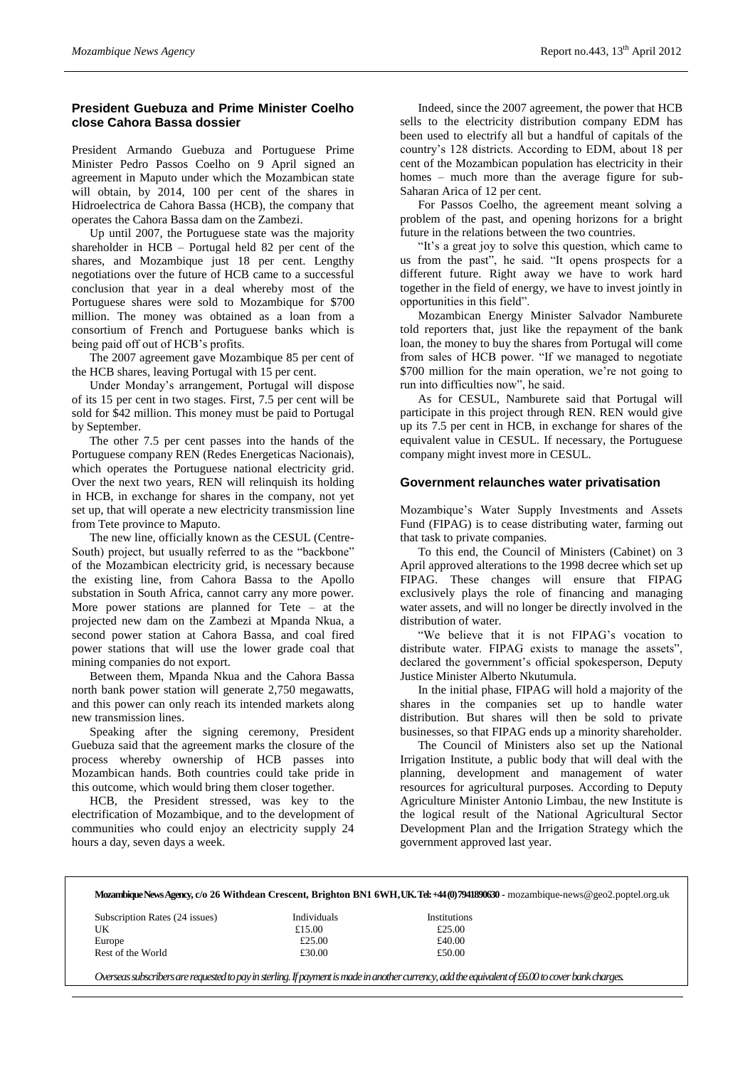## President Guebuza and Prime Minister Coelho close Cahora Bassa dossier

President Armando Guebuza and Portuguese Prime Minister Pedro Passos Coelho on 9 April signed an agreement in Maputo under which the Mozambican state will obtain, by 2014, 100 per cent of the shares in Hidroelectrica de Cahora Bassa (HCB), the company that operates the Cahora Bassa dam on the Zambezi.

Up until 2007, the Portuguese state was the majority shareholder in HCB – Portugal held 82 per cent of the shares, and Mozambique just 18 per cent. Lengthy negotiations over the future of HCB came to a successful conclusion that year in a deal whereby most of the Portuguese shares were sold to Mozambique for $700 million. The money was obtained as a loan from a consortium of French and Portuguese banks which is being paid off out of HCB's profits.

The 2007 agreement gave Mozambique 85 per cent of the HCB shares, leaving Portugal with 15 per cent.

Under Monday's arrangement, Portugal will dispose of its 15 per cent in two stages. First, 7.5 per cent will be sold for $42 million. This money must be paid to Portugal by September.

The other 7.5 per cent passes into the hands of the Portuguese company REN (Redes Energeticas Nacionais), which operates the Portuguese national electricity grid. Over the next two years, REN will relinquish its holding in HCB, in exchange for shares in the company, not yet set up, that will operate a new electricity transmission line from Tete province to Maputo.

The new line, officially known as the CESUL (Centre-South) project, but usually referred to as the "backbone" of the Mozambican electricity grid, is necessary because the existing line, from Cahora Bassa to the Apollo substation in South Africa, cannot carry any more power. More power stations are planned for Tete – at the projected new dam on the Zambezi at Mpanda Nkua, a second power station at Cahora Bassa, and coal fired power stations that will use the lower grade coal that mining companies do not export.

Between them, Mpanda Nkua and the Cahora Bassa north bank power station will generate 2,750 megawatts, and this power can only reach its intended markets along new transmission lines.

Speaking after the signing ceremony, President Guebuza said that the agreement marks the closure of the process whereby ownership of HCB passes into Mozambican hands. Both countries could take pride in this outcome, which would bring them closer together.

HCB, the President stressed, was key to the electrification of Mozambique, and to the development of communities who could enjoy an electricity supply 24 hours a day, seven days a week.

Indeed, since the 2007 agreement, the power that HCB sells to the electricity distribution company EDM has been used to electrify all but a handful of capitals of the country's 128 districts. According to EDM, about 18 per cent of the Mozambican population has electricity in their homes – much more than the average figure for sub-Saharan Arica of 12 per cent.

For Passos Coelho, the agreement meant solving a problem of the past, and opening horizons for a bright future in the relations between the two countries.

"It's a great joy to solve this question, which came to us from the past", he said. "It opens prospects for a different future. Right away we have to work hard together in the field of energy, we have to invest jointly in opportunities in this field".

Mozambican Energy Minister Salvador Namburete told reporters that, just like the repayment of the bank loan, the money to buy the shares from Portugal will come from sales of HCB power. "If we managed to negotiate $700 million for the main operation, we're not going to run into difficulties now", he said.

As for CESUL, Namburete said that Portugal will participate in this project through REN. REN would give up its 7.5 per cent in HCB, in exchange for shares of the equivalent value in CESUL. If necessary, the Portuguese company might invest more in CESUL.

## Government relaunches water privatisation

Mozambique's Water Supply Investments and Assets Fund (FIPAG) is to cease distributing water, farming out that task to private companies.

To this end, the Council of Ministers (Cabinet) on 3 April approved alterations to the 1998 decree which set up FIPAG. These changes will ensure that FIPAG exclusively plays the role of financing and managing water assets, and will no longer be directly involved in the distribution of water.

"We believe that it is not FIPAG's vocation to distribute water. FIPAG exists to manage the assets", declared the government's official spokesperson, Deputy Justice Minister Alberto Nkutumula.

In the initial phase, FIPAG will hold a majority of the shares in the companies set up to handle water distribution. But shares will then be sold to private businesses, so that FIPAG ends up a minority shareholder.

The Council of Ministers also set up the National Irrigation Institute, a public body that will deal with the planning, development and management of water resources for agricultural purposes. According to Deputy Agriculture Minister Antonio Limbau, the new Institute is the logical result of the National Agricultural Sector Development Plan and the Irrigation Strategy which the government approved last year.

**Mozambique News Agency, c/o 26 Withdean Crescent, Brighton BN1 6WH, UK. Tel: +44 (0) 7941890630** - mozambique-news@geo2.poptel.org.uk

| Subscription Rates (24 issues) | Individuals | Institutions |
|---|---|---|
| UK | £15.00 | £25.00 |
| Europe | £25.00 | £40.00 |
| Rest of the World | £30.00 | £50.00 |

*Overseas subscribers are requested to pay in sterling. If payment is made in another currency, add the equivalent of £6.00 to cover bank charges.*